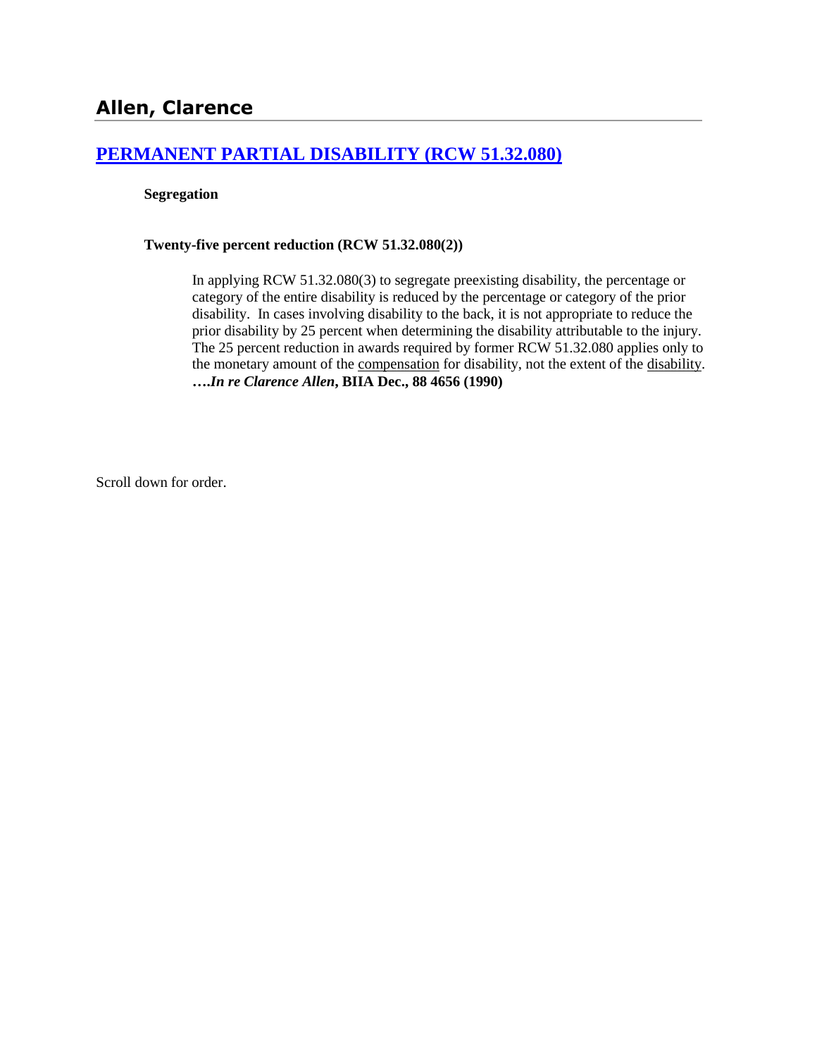# Allen, Clarence

## [PERMANENT PARTIAL DISABILITY (RCW 51.32.080)]

**Segregation**

**Twenty-five percent reduction (RCW 51.32.080(2))**

> In applying RCW 51.32.080(3) to segregate preexisting disability, the percentage or category of the entire disability is reduced by the percentage or category of the prior disability. In cases involving disability to the back, it is not appropriate to reduce the prior disability by 25 percent when determining the disability attributable to the injury. The 25 percent reduction in awards required by former RCW 51.32.080 applies only to the monetary amount of the <u>compensation</u> for disability, not the extent of the <u>disability</u>. ***….In re Clarence Allen*, BIIA Dec., 88 4656 (1990)**

Scroll down for order.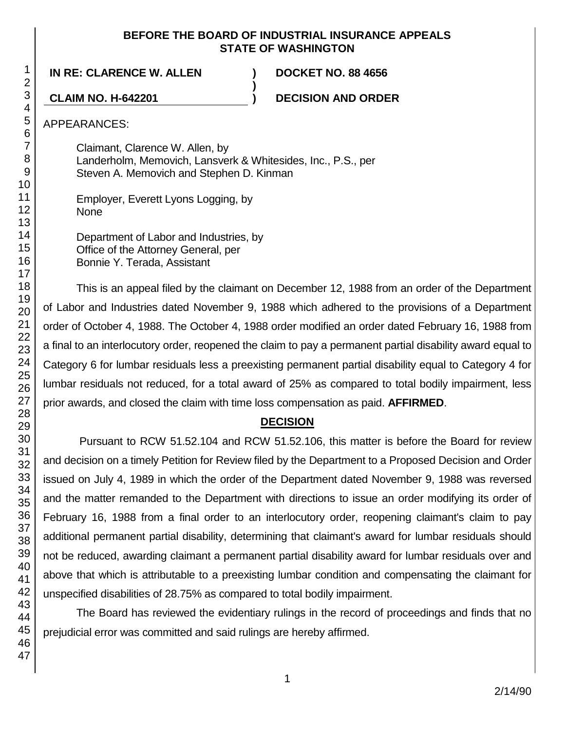**BEFORE THE BOARD OF INDUSTRIAL INSURANCE APPEALS STATE OF WASHINGTON**

**IN RE: CLARENCE W. ALLEN ) DOCKET NO. 88 4656**

**CLAIM NO. H-642201 ) DECISION AND ORDER**

APPEARANCES:

Claimant, Clarence W. Allen, by
Landerholm, Memovich, Lansverk & Whitesides, Inc., P.S., per
Steven A. Memovich and Stephen D. Kinman

Employer, Everett Lyons Logging, by
None

Department of Labor and Industries, by
Office of the Attorney General, per
Bonnie Y. Terada, Assistant

This is an appeal filed by the claimant on December 12, 1988 from an order of the Department of Labor and Industries dated November 9, 1988 which adhered to the provisions of a Department order of October 4, 1988. The October 4, 1988 order modified an order dated February 16, 1988 from a final to an interlocutory order, reopened the claim to pay a permanent partial disability award equal to Category 6 for lumbar residuals less a preexisting permanent partial disability equal to Category 4 for lumbar residuals not reduced, for a total award of 25% as compared to total bodily impairment, less prior awards, and closed the claim with time loss compensation as paid. **AFFIRMED**.

## DECISION

Pursuant to RCW 51.52.104 and RCW 51.52.106, this matter is before the Board for review and decision on a timely Petition for Review filed by the Department to a Proposed Decision and Order issued on July 4, 1989 in which the order of the Department dated November 9, 1988 was reversed and the matter remanded to the Department with directions to issue an order modifying its order of February 16, 1988 from a final order to an interlocutory order, reopening claimant's claim to pay additional permanent partial disability, determining that claimant's award for lumbar residuals should not be reduced, awarding claimant a permanent partial disability award for lumbar residuals over and above that which is attributable to a preexisting lumbar condition and compensating the claimant for unspecified disabilities of 28.75% as compared to total bodily impairment.

The Board has reviewed the evidentiary rulings in the record of proceedings and finds that no prejudicial error was committed and said rulings are hereby affirmed.

2/14/90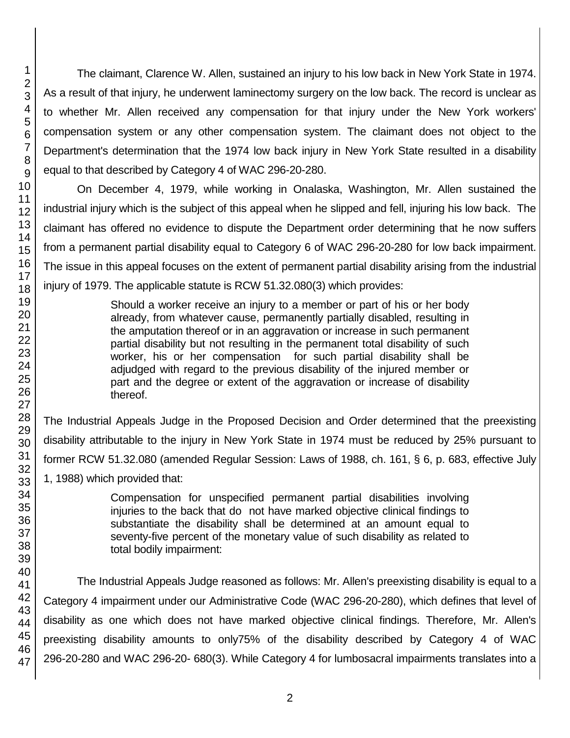The claimant, Clarence W. Allen, sustained an injury to his low back in New York State in 1974. As a result of that injury, he underwent laminectomy surgery on the low back. The record is unclear as to whether Mr. Allen received any compensation for that injury under the New York workers' compensation system or any other compensation system. The claimant does not object to the Department's determination that the 1974 low back injury in New York State resulted in a disability equal to that described by Category 4 of WAC 296-20-280.

On December 4, 1979, while working in Onalaska, Washington, Mr. Allen sustained the industrial injury which is the subject of this appeal when he slipped and fell, injuring his low back. The claimant has offered no evidence to dispute the Department order determining that he now suffers from a permanent partial disability equal to Category 6 of WAC 296-20-280 for low back impairment. The issue in this appeal focuses on the extent of permanent partial disability arising from the industrial injury of 1979. The applicable statute is RCW 51.32.080(3) which provides:

> Should a worker receive an injury to a member or part of his or her body already, from whatever cause, permanently partially disabled, resulting in the amputation thereof or in an aggravation or increase in such permanent partial disability but not resulting in the permanent total disability of such worker, his or her compensation for such partial disability shall be adjudged with regard to the previous disability of the injured member or part and the degree or extent of the aggravation or increase of disability thereof.

The Industrial Appeals Judge in the Proposed Decision and Order determined that the preexisting disability attributable to the injury in New York State in 1974 must be reduced by 25% pursuant to former RCW 51.32.080 (amended Regular Session: Laws of 1988, ch. 161, § 6, p. 683, effective July 1, 1988) which provided that:

> Compensation for unspecified permanent partial disabilities involving injuries to the back that do not have marked objective clinical findings to substantiate the disability shall be determined at an amount equal to seventy-five percent of the monetary value of such disability as related to total bodily impairment:

The Industrial Appeals Judge reasoned as follows: Mr. Allen's preexisting disability is equal to a Category 4 impairment under our Administrative Code (WAC 296-20-280), which defines that level of disability as one which does not have marked objective clinical findings. Therefore, Mr. Allen's preexisting disability amounts to only75% of the disability described by Category 4 of WAC 296-20-280 and WAC 296-20- 680(3). While Category 4 for lumbosacral impairments translates into a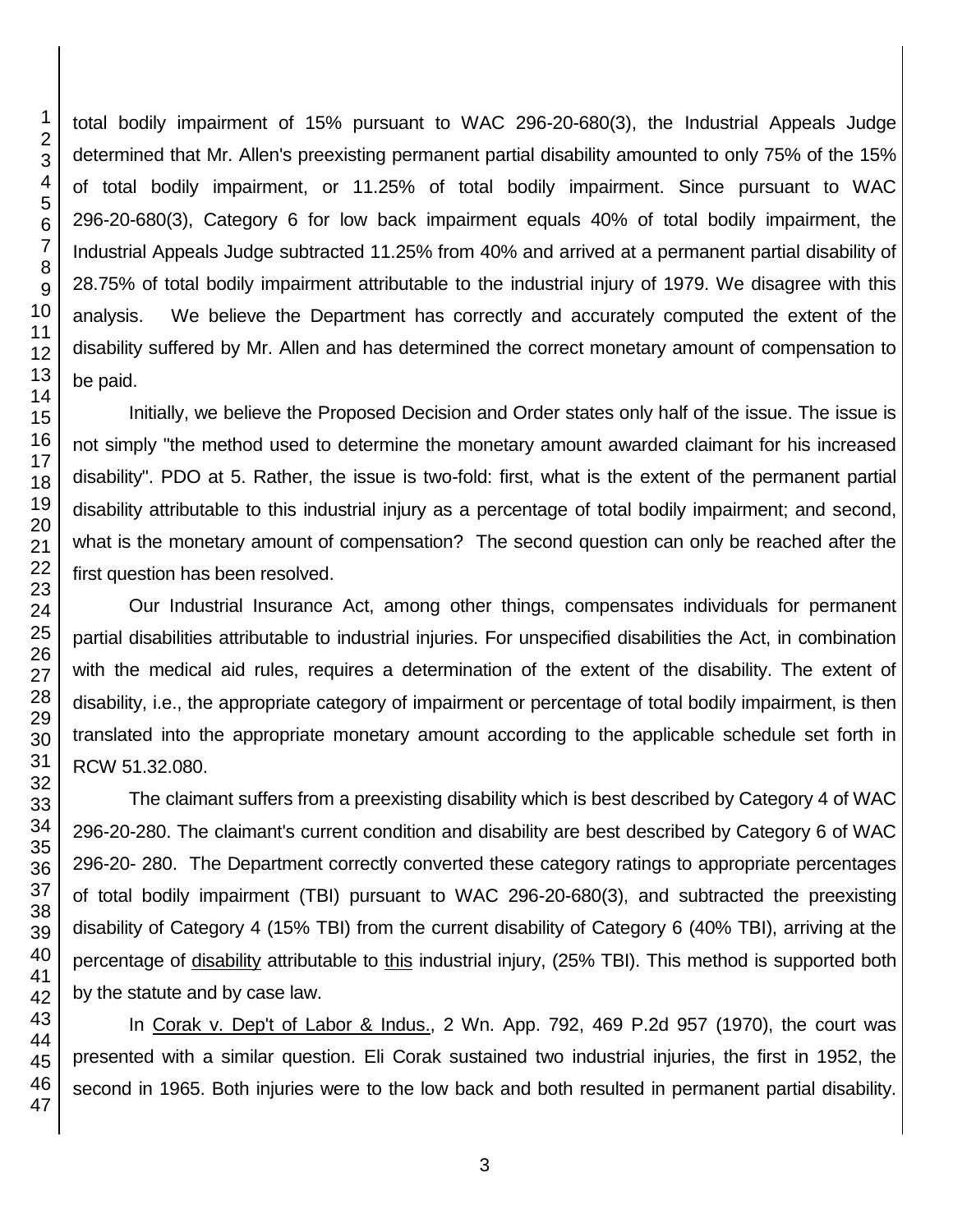total bodily impairment of 15% pursuant to WAC 296-20-680(3), the Industrial Appeals Judge determined that Mr. Allen's preexisting permanent partial disability amounted to only 75% of the 15% of total bodily impairment, or 11.25% of total bodily impairment. Since pursuant to WAC 296-20-680(3), Category 6 for low back impairment equals 40% of total bodily impairment, the Industrial Appeals Judge subtracted 11.25% from 40% and arrived at a permanent partial disability of 28.75% of total bodily impairment attributable to the industrial injury of 1979. We disagree with this analysis. We believe the Department has correctly and accurately computed the extent of the disability suffered by Mr. Allen and has determined the correct monetary amount of compensation to be paid.

Initially, we believe the Proposed Decision and Order states only half of the issue. The issue is not simply "the method used to determine the monetary amount awarded claimant for his increased disability". PDO at 5. Rather, the issue is two-fold: first, what is the extent of the permanent partial disability attributable to this industrial injury as a percentage of total bodily impairment; and second, what is the monetary amount of compensation? The second question can only be reached after the first question has been resolved.

Our Industrial Insurance Act, among other things, compensates individuals for permanent partial disabilities attributable to industrial injuries. For unspecified disabilities the Act, in combination with the medical aid rules, requires a determination of the extent of the disability. The extent of disability, i.e., the appropriate category of impairment or percentage of total bodily impairment, is then translated into the appropriate monetary amount according to the applicable schedule set forth in RCW 51.32.080.

The claimant suffers from a preexisting disability which is best described by Category 4 of WAC 296-20-280. The claimant's current condition and disability are best described by Category 6 of WAC 296-20- 280. The Department correctly converted these category ratings to appropriate percentages of total bodily impairment (TBI) pursuant to WAC 296-20-680(3), and subtracted the preexisting disability of Category 4 (15% TBI) from the current disability of Category 6 (40% TBI), arriving at the percentage of <u>disability</u> attributable to <u>this</u> industrial injury, (25% TBI). This method is supported both by the statute and by case law.

In <u>Corak v. Dep't of Labor & Indus.</u>, 2 Wn. App. 792, 469 P.2d 957 (1970), the court was presented with a similar question. Eli Corak sustained two industrial injuries, the first in 1952, the second in 1965. Both injuries were to the low back and both resulted in permanent partial disability.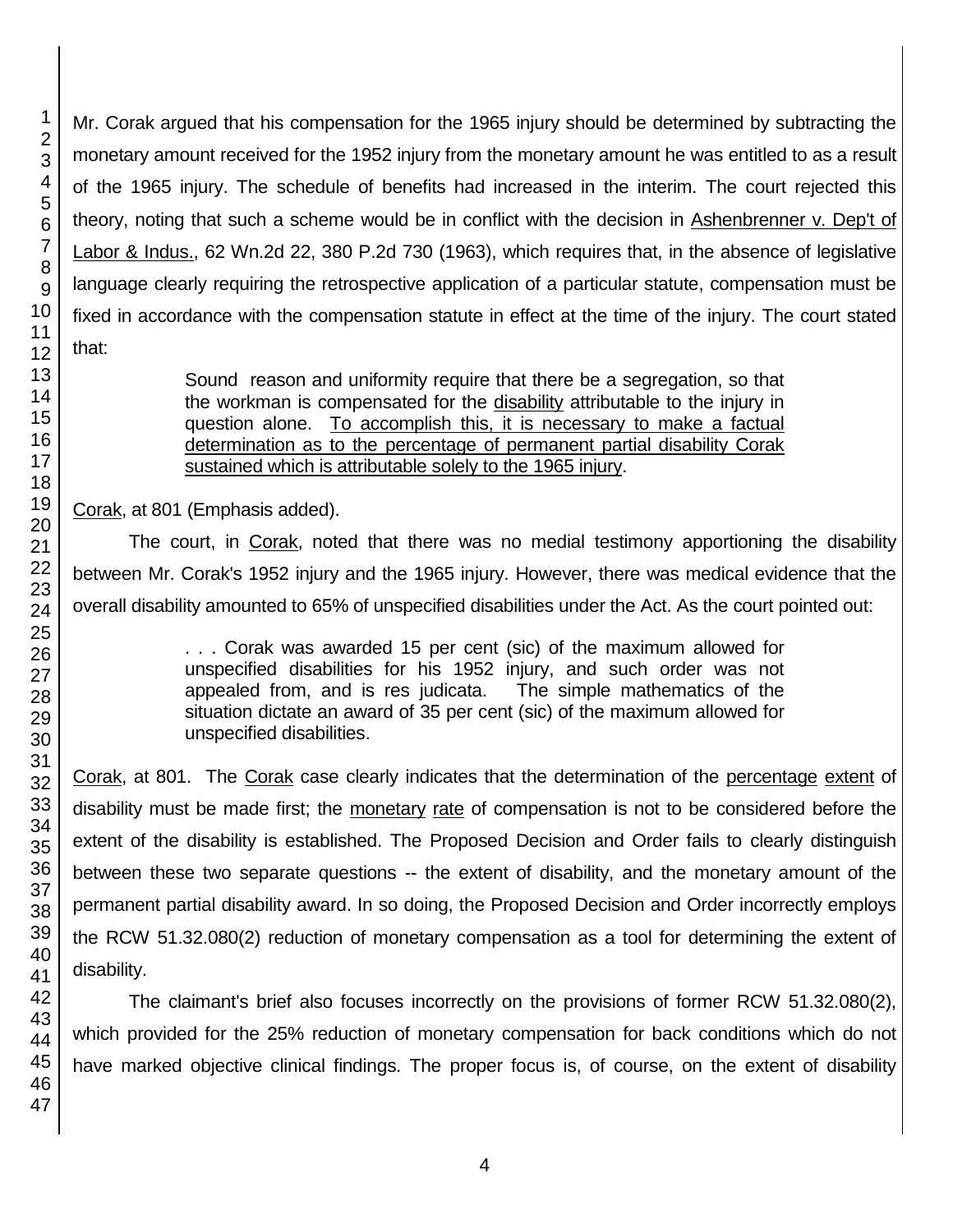Mr. Corak argued that his compensation for the 1965 injury should be determined by subtracting the monetary amount received for the 1952 injury from the monetary amount he was entitled to as a result of the 1965 injury. The schedule of benefits had increased in the interim. The court rejected this theory, noting that such a scheme would be in conflict with the decision in Ashenbrenner v. Dep't of Labor & Indus., 62 Wn.2d 22, 380 P.2d 730 (1963), which requires that, in the absence of legislative language clearly requiring the retrospective application of a particular statute, compensation must be fixed in accordance with the compensation statute in effect at the time of the injury. The court stated that:

> Sound reason and uniformity require that there be a segregation, so that the workman is compensated for the disability attributable to the injury in question alone. To accomplish this, it is necessary to make a factual determination as to the percentage of permanent partial disability Corak sustained which is attributable solely to the 1965 injury.

Corak, at 801 (Emphasis added).

The court, in Corak, noted that there was no medial testimony apportioning the disability between Mr. Corak's 1952 injury and the 1965 injury. However, there was medical evidence that the overall disability amounted to 65% of unspecified disabilities under the Act. As the court pointed out:

> . . . Corak was awarded 15 per cent (sic) of the maximum allowed for unspecified disabilities for his 1952 injury, and such order was not appealed from, and is res judicata. The simple mathematics of the situation dictate an award of 35 per cent (sic) of the maximum allowed for unspecified disabilities.

Corak, at 801. The Corak case clearly indicates that the determination of the percentage extent of disability must be made first; the monetary rate of compensation is not to be considered before the extent of the disability is established. The Proposed Decision and Order fails to clearly distinguish between these two separate questions -- the extent of disability, and the monetary amount of the permanent partial disability award. In so doing, the Proposed Decision and Order incorrectly employs the RCW 51.32.080(2) reduction of monetary compensation as a tool for determining the extent of disability.

The claimant's brief also focuses incorrectly on the provisions of former RCW 51.32.080(2), which provided for the 25% reduction of monetary compensation for back conditions which do not have marked objective clinical findings. The proper focus is, of course, on the extent of disability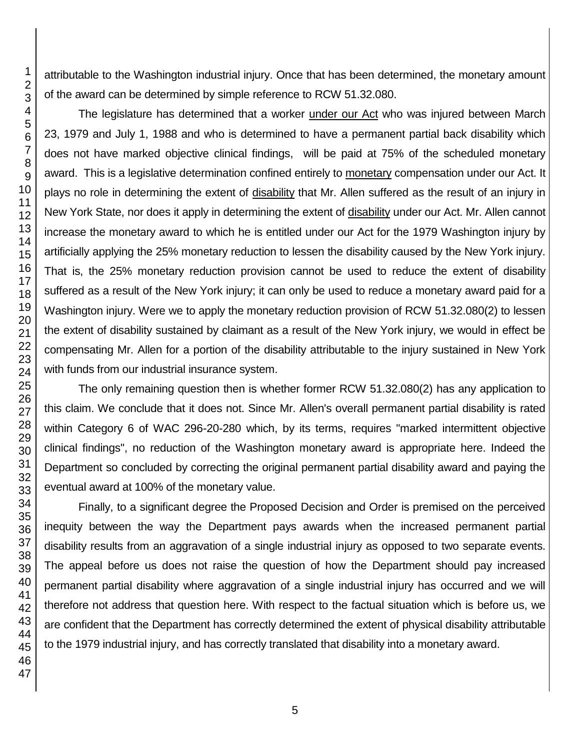attributable to the Washington industrial injury. Once that has been determined, the monetary amount of the award can be determined by simple reference to RCW 51.32.080.

The legislature has determined that a worker under our Act who was injured between March 23, 1979 and July 1, 1988 and who is determined to have a permanent partial back disability which does not have marked objective clinical findings, will be paid at 75% of the scheduled monetary award. This is a legislative determination confined entirely to monetary compensation under our Act. It plays no role in determining the extent of disability that Mr. Allen suffered as the result of an injury in New York State, nor does it apply in determining the extent of disability under our Act. Mr. Allen cannot increase the monetary award to which he is entitled under our Act for the 1979 Washington injury by artificially applying the 25% monetary reduction to lessen the disability caused by the New York injury. That is, the 25% monetary reduction provision cannot be used to reduce the extent of disability suffered as a result of the New York injury; it can only be used to reduce a monetary award paid for a Washington injury. Were we to apply the monetary reduction provision of RCW 51.32.080(2) to lessen the extent of disability sustained by claimant as a result of the New York injury, we would in effect be compensating Mr. Allen for a portion of the disability attributable to the injury sustained in New York with funds from our industrial insurance system.

The only remaining question then is whether former RCW 51.32.080(2) has any application to this claim. We conclude that it does not. Since Mr. Allen's overall permanent partial disability is rated within Category 6 of WAC 296-20-280 which, by its terms, requires "marked intermittent objective clinical findings", no reduction of the Washington monetary award is appropriate here. Indeed the Department so concluded by correcting the original permanent partial disability award and paying the eventual award at 100% of the monetary value.

Finally, to a significant degree the Proposed Decision and Order is premised on the perceived inequity between the way the Department pays awards when the increased permanent partial disability results from an aggravation of a single industrial injury as opposed to two separate events. The appeal before us does not raise the question of how the Department should pay increased permanent partial disability where aggravation of a single industrial injury has occurred and we will therefore not address that question here. With respect to the factual situation which is before us, we are confident that the Department has correctly determined the extent of physical disability attributable to the 1979 industrial injury, and has correctly translated that disability into a monetary award.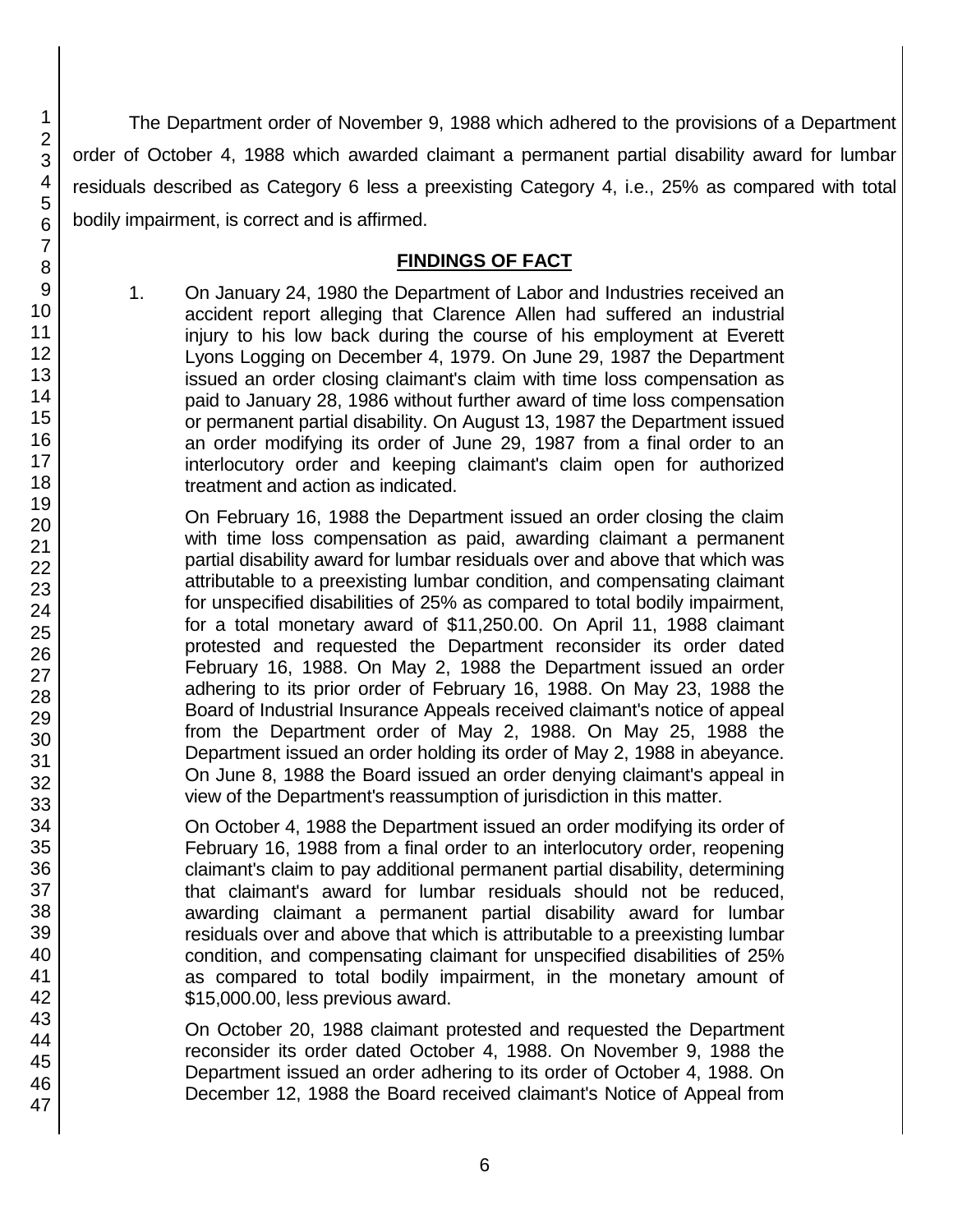The Department order of November 9, 1988 which adhered to the provisions of a Department order of October 4, 1988 which awarded claimant a permanent partial disability award for lumbar residuals described as Category 6 less a preexisting Category 4, i.e., 25% as compared with total bodily impairment, is correct and is affirmed.

## FINDINGS OF FACT

1. On January 24, 1980 the Department of Labor and Industries received an accident report alleging that Clarence Allen had suffered an industrial injury to his low back during the course of his employment at Everett Lyons Logging on December 4, 1979. On June 29, 1987 the Department issued an order closing claimant's claim with time loss compensation as paid to January 28, 1986 without further award of time loss compensation or permanent partial disability. On August 13, 1987 the Department issued an order modifying its order of June 29, 1987 from a final order to an interlocutory order and keeping claimant's claim open for authorized treatment and action as indicated.

   On February 16, 1988 the Department issued an order closing the claim with time loss compensation as paid, awarding claimant a permanent partial disability award for lumbar residuals over and above that which was attributable to a preexisting lumbar condition, and compensating claimant for unspecified disabilities of 25% as compared to total bodily impairment, for a total monetary award of $11,250.00. On April 11, 1988 claimant protested and requested the Department reconsider its order dated February 16, 1988. On May 2, 1988 the Department issued an order adhering to its prior order of February 16, 1988. On May 23, 1988 the Board of Industrial Insurance Appeals received claimant's notice of appeal from the Department order of May 2, 1988. On May 25, 1988 the Department issued an order holding its order of May 2, 1988 in abeyance. On June 8, 1988 the Board issued an order denying claimant's appeal in view of the Department's reassumption of jurisdiction in this matter.

   On October 4, 1988 the Department issued an order modifying its order of February 16, 1988 from a final order to an interlocutory order, reopening claimant's claim to pay additional permanent partial disability, determining that claimant's award for lumbar residuals should not be reduced, awarding claimant a permanent partial disability award for lumbar residuals over and above that which is attributable to a preexisting lumbar condition, and compensating claimant for unspecified disabilities of 25% as compared to total bodily impairment, in the monetary amount of $15,000.00, less previous award.

   On October 20, 1988 claimant protested and requested the Department reconsider its order dated October 4, 1988. On November 9, 1988 the Department issued an order adhering to its order of October 4, 1988. On December 12, 1988 the Board received claimant's Notice of Appeal from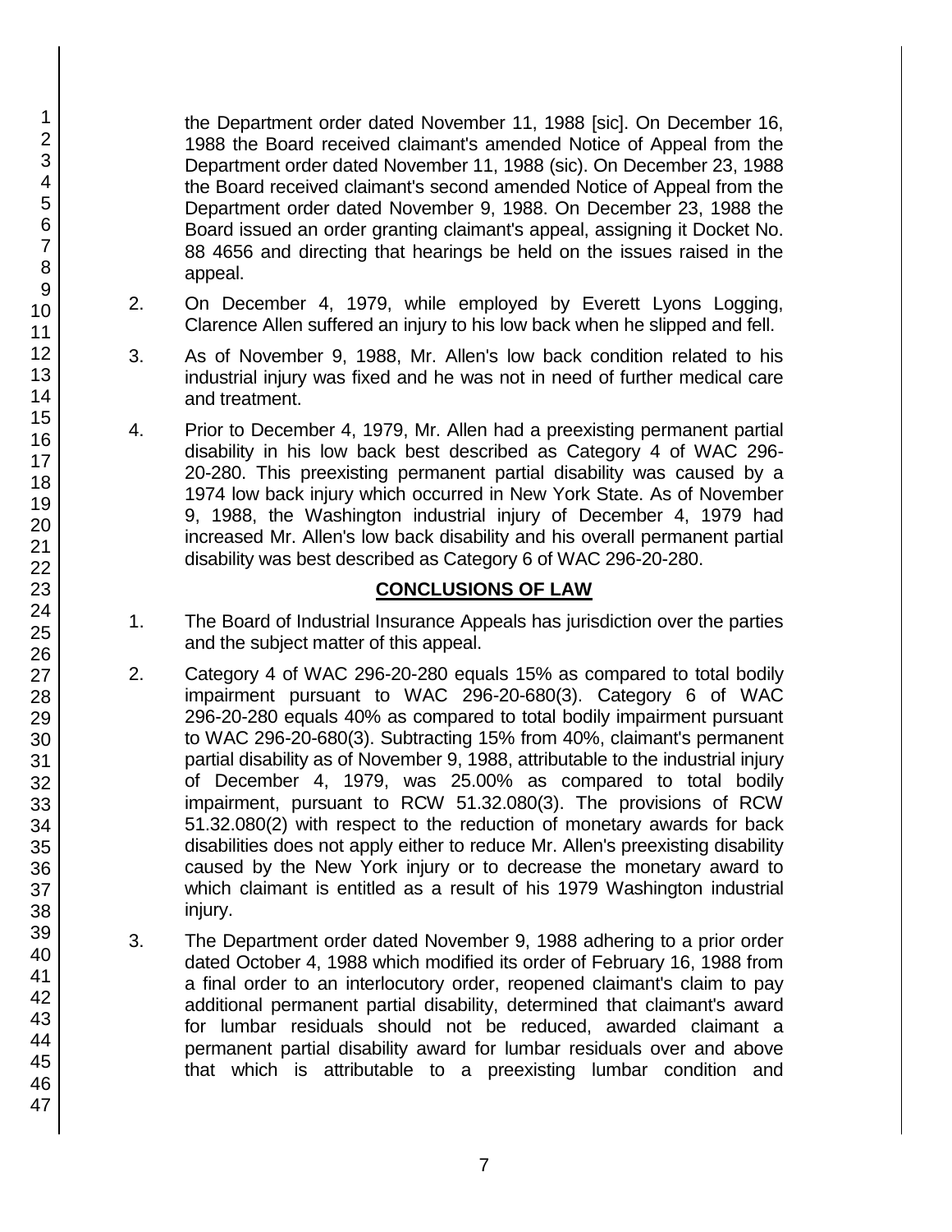the Department order dated November 11, 1988 [sic]. On December 16, 1988 the Board received claimant's amended Notice of Appeal from the Department order dated November 11, 1988 (sic). On December 23, 1988 the Board received claimant's second amended Notice of Appeal from the Department order dated November 9, 1988. On December 23, 1988 the Board issued an order granting claimant's appeal, assigning it Docket No. 88 4656 and directing that hearings be held on the issues raised in the appeal.

2. On December 4, 1979, while employed by Everett Lyons Logging, Clarence Allen suffered an injury to his low back when he slipped and fell.

3. As of November 9, 1988, Mr. Allen's low back condition related to his industrial injury was fixed and he was not in need of further medical care and treatment.

4. Prior to December 4, 1979, Mr. Allen had a preexisting permanent partial disability in his low back best described as Category 4 of WAC 296-20-280. This preexisting permanent partial disability was caused by a 1974 low back injury which occurred in New York State. As of November 9, 1988, the Washington industrial injury of December 4, 1979 had increased Mr. Allen's low back disability and his overall permanent partial disability was best described as Category 6 of WAC 296-20-280.

## CONCLUSIONS OF LAW

1. The Board of Industrial Insurance Appeals has jurisdiction over the parties and the subject matter of this appeal.

2. Category 4 of WAC 296-20-280 equals 15% as compared to total bodily impairment pursuant to WAC 296-20-680(3). Category 6 of WAC 296-20-280 equals 40% as compared to total bodily impairment pursuant to WAC 296-20-680(3). Subtracting 15% from 40%, claimant's permanent partial disability as of November 9, 1988, attributable to the industrial injury of December 4, 1979, was 25.00% as compared to total bodily impairment, pursuant to RCW 51.32.080(3). The provisions of RCW 51.32.080(2) with respect to the reduction of monetary awards for back disabilities does not apply either to reduce Mr. Allen's preexisting disability caused by the New York injury or to decrease the monetary award to which claimant is entitled as a result of his 1979 Washington industrial injury.

3. The Department order dated November 9, 1988 adhering to a prior order dated October 4, 1988 which modified its order of February 16, 1988 from a final order to an interlocutory order, reopened claimant's claim to pay additional permanent partial disability, determined that claimant's award for lumbar residuals should not be reduced, awarded claimant a permanent partial disability award for lumbar residuals over and above that which is attributable to a preexisting lumbar condition and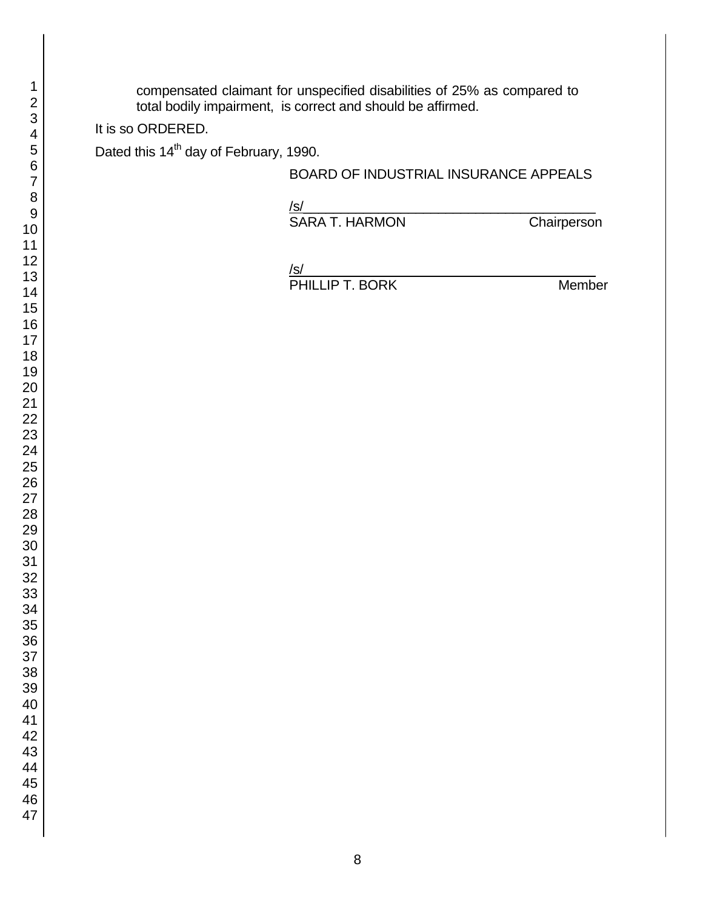compensated claimant for unspecified disabilities of 25% as compared to total bodily impairment, is correct and should be affirmed.

It is so ORDERED.

Dated this 14th day of February, 1990.

BOARD OF INDUSTRIAL INSURANCE APPEALS

/s/
SARA T. HARMON Chairperson

/s/
PHILLIP T. BORK Member